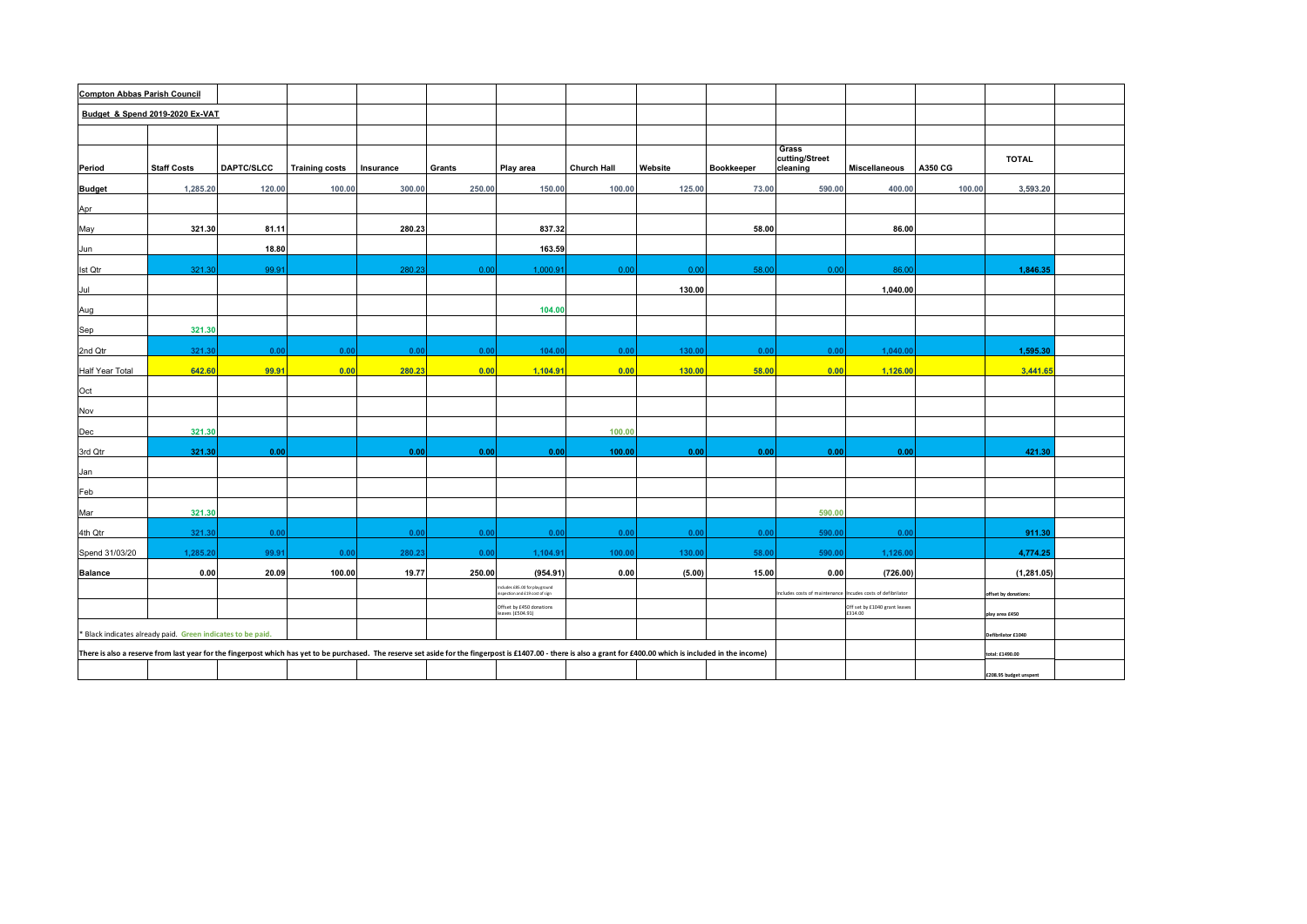| Compton Abbas Parish Council | | | | | | | | | | | | | | |
|---|---|---|---|---|---|---|---|---|---|---|---|---|---|---|
| Budget & Spend 2019-2020 Ex-VAT | | | | | | | | | | | | | | |
| Period | Staff Costs | DAPTC/SLCC | Training costs | Insurance | Grants | Play area | Church Hall | Website | Bookkeeper | Grass cutting/Street cleaning | Miscellaneous | A350 CG | TOTAL | |
| Budget | 1,285.20 | 120.00 | 100.00 | 300.00 | 250.00 | 150.00 | 100.00 | 125.00 | 73.00 | 590.00 | 400.00 | 100.00 | 3,593.20 | |
| Apr | | | | | | | | | | | | | | |
| May | 321.30 | 81.11 | | 280.23 | | 837.32 | | | 58.00 | | 86.00 | | | |
| Jun | | 18.80 | | | | 163.59 | | | | | | | | |
| Ist Qtr | 321.30 | 99.91 | | 280.23 | 0.00 | 1,000.91 | 0.00 | 0.00 | 58.00 | 0.00 | 86.00 | | 1,846.35 | |
| Jul | | | | | | | | 130.00 | | | 1,040.00 | | | |
| Aug | | | | | | 104.00 | | | | | | | | |
| Sep | 321.30 | | | | | | | | | | | | | |
| 2nd Qtr | 321.30 | 0.00 | 0.00 | 0.00 | 0.00 | 104.00 | 0.00 | 130.00 | 0.00 | 0.00 | 1,040.00 | | 1,595.30 | |
| Half Year Total | 642.60 | 99.91 | 0.00 | 280.23 | 0.00 | 1,104.91 | 0.00 | 130.00 | 58.00 | 0.00 | 1,126.00 | | 3,441.65 | |
| Oct | | | | | | | | | | | | | | |
| Nov | | | | | | | | | | | | | | |
| Dec | 321.30 | | | | | | 100.00 | | | | | | | |
| 3rd Qtr | 321.30 | 0.00 | | 0.00 | 0.00 | 0.00 | 100.00 | 0.00 | 0.00 | 0.00 | 0.00 | | 421.30 | |
| Jan | | | | | | | | | | | | | | |
| Feb | | | | | | | | | | | | | | |
| Mar | 321.30 | | | | | | | | | 590.00 | | | | |
| 4th Qtr | 321.30 | 0.00 | | 0.00 | 0.00 | 0.00 | 0.00 | 0.00 | 0.00 | 590.00 | 0.00 | | 911.30 | |
| Spend 31/03/20 | 1,285.20 | 99.91 | 0.00 | 280.23 | 0.00 | 1,104.91 | 100.00 | 130.00 | 58.00 | 590.00 | 1,126.00 | | 4,774.25 | |
| Balance | 0.00 | 20.09 | 100.00 | 19.77 | 250.00 | (954.91) | 0.00 | (5.00) | 15.00 | 0.00 | (726.00) | | (1,281.05) | |
| | | | | | | Includes £85.00 for playground inspection and £19 cost of sign | | | | Includes costs of maintenance | Incudes costs of defibrilator | | offset by donations: | |
| | | | | | | Offset by £450 donations leaves (£504.91) | | | | | Off set by £1040 grant leaves £314.00 | | play area £450 | |
| * Black indicates already paid. Green indicates to be paid. | | | | | | | | | | | | | Defibrilator £1040 | |
| There is also a reserve from last year for the fingerpost which has yet to be purchased. The reserve set aside for the fingerpost is £1407.00 - there is also a grant for £400.00 which is included in the income) | | | | | | | | | | | | | total: £1490.00 | |
| | | | | | | | | | | | | | £208.95 budget unspent | |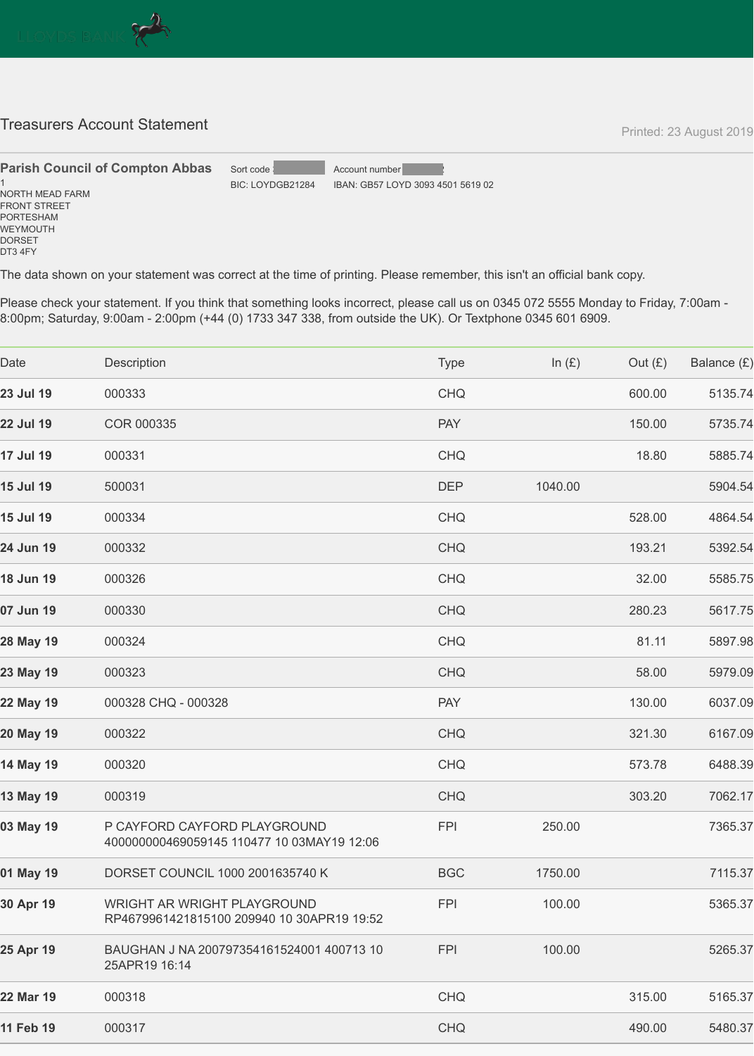LLOYDS BANK

## Treasurers Account Statement

Printed: 23 August 2019

**Parish Council of Compton Abbas**
1
NORTH MEAD FARM
FRONT STREET
PORTESHAM
WEYMOUTH
DORSET
DT3 4FY

Sort code
BIC: LOYDGB21284

Account number
IBAN: GB57 LOYD 3093 4501 5619 02

The data shown on your statement was correct at the time of printing. Please remember, this isn't an official bank copy.

Please check your statement. If you think that something looks incorrect, please call us on 0345 072 5555 Monday to Friday, 7:00am - 8:00pm; Saturday, 9:00am - 2:00pm (+44 (0) 1733 347 338, from outside the UK). Or Textphone 0345 601 6909.

| Date | Description | Type | In (£) | Out (£) | Balance (£) |
|---|---|---|---|---|---|
| **23 Jul 19** | 000333 | CHQ | | 600.00 | 5135.74 |
| **22 Jul 19** | COR 000335 | PAY | | 150.00 | 5735.74 |
| **17 Jul 19** | 000331 | CHQ | | 18.80 | 5885.74 |
| **15 Jul 19** | 500031 | DEP | 1040.00 | | 5904.54 |
| **15 Jul 19** | 000334 | CHQ | | 528.00 | 4864.54 |
| **24 Jun 19** | 000332 | CHQ | | 193.21 | 5392.54 |
| **18 Jun 19** | 000326 | CHQ | | 32.00 | 5585.75 |
| **07 Jun 19** | 000330 | CHQ | | 280.23 | 5617.75 |
| **28 May 19** | 000324 | CHQ | | 81.11 | 5897.98 |
| **23 May 19** | 000323 | CHQ | | 58.00 | 5979.09 |
| **22 May 19** | 000328 CHQ - 000328 | PAY | | 130.00 | 6037.09 |
| **20 May 19** | 000322 | CHQ | | 321.30 | 6167.09 |
| **14 May 19** | 000320 | CHQ | | 573.78 | 6488.39 |
| **13 May 19** | 000319 | CHQ | | 303.20 | 7062.17 |
| **03 May 19** | P CAYFORD CAYFORD PLAYGROUND 400000000469059145 110477 10 03MAY19 12:06 | FPI | 250.00 | | 7365.37 |
| **01 May 19** | DORSET COUNCIL 1000 2001635740 K | BGC | 1750.00 | | 7115.37 |
| **30 Apr 19** | WRIGHT AR WRIGHT PLAYGROUND RP4679961421815100 209940 10 30APR19 19:52 | FPI | 100.00 | | 5365.37 |
| **25 Apr 19** | BAUGHAN J NA 200797354161524001 400713 10 25APR19 16:14 | FPI | 100.00 | | 5265.37 |
| **22 Mar 19** | 000318 | CHQ | | 315.00 | 5165.37 |
| **11 Feb 19** | 000317 | CHQ | | 490.00 | 5480.37 |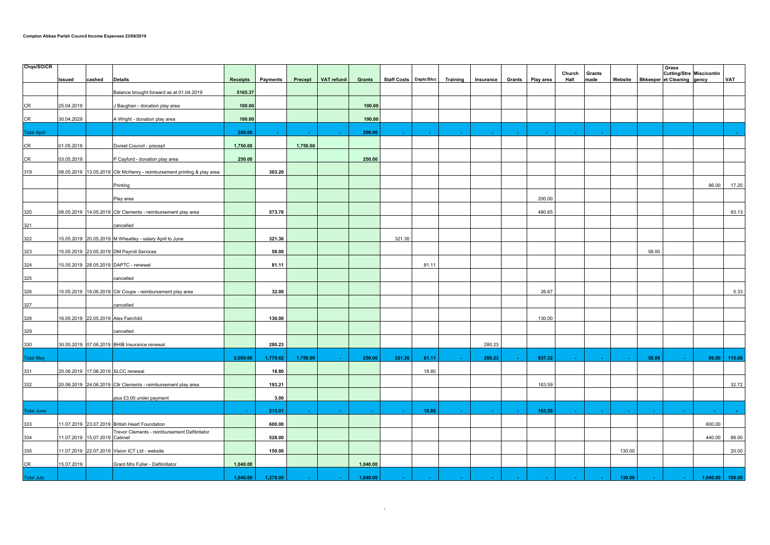**Compton Abbas Parish Council Income Expenses 23/08/2019**

| Chqs/SO/CR | Issued | cashed | Details | Receipts | Payments | Precept | VAT refund | Grants | Staff Costs | Daptc/Slcc | Training | Insurance | Grants | Play area | Church Hall | Grants made | Website | Bkkeeper | Grass Cutting/Street Cleaning | Misc/contingency | VAT |
|---|---|---|---|---|---|---|---|---|---|---|---|---|---|---|---|---|---|---|---|---|---|
| | | | Balance brought forward as at 01.04.2019 | 5165.37 | | | | | | | | | | | | | | | | | |
| CR | 25.04.2019 | | J Baughan - donation play area | 100.00 | | | | 100.00 | | | | | | | | | | | | | |
| CR | 30.04.2029 | | A Wright - donation play area | 100.00 | | | | 100.00 | | | | | | | | | | | | | |
| Total April | | | | 200.00 | - | - | - | 200.00 | - | - | - | - | - | - | - | - | | | | | - |
| CR | 01.05.2019 | | Dorset Council - precept | 1,750.00 | | 1,750.00 | | | | | | | | | | | | | | | |
| CR | 03.05.2019 | | P Cayford - donation play area | 250.00 | | | | 250.00 | | | | | | | | | | | | | |
| 319 | 08.05.2019 | 13.05.2019 | Cllr McHenry - reimbursement printing & play area | | 303.20 | | | | | | | | | | | | | | | | |
| | | | Printing | | | | | | | | | | | | | | | | | 86.00 | 17.20 |
| | | | Play area | | | | | | | | | | | 200.00 | | | | | | | |
| 320 | 08.05.2019 | 14.05.2019 | Cllr Clements - reimbursement play area | | 573.78 | | | | | | | | | 480.65 | | | | | | | 93.13 |
| 321 | | | cancelled | | | | | | | | | | | | | | | | | | |
| 322 | 15.05.2019 | 20.05.2019 | M Wheatley - salary April to June | | 321.30 | | | | 321.30 | | | | | | | | | | | | |
| 323 | 15.05.2019 | 23.05.2019 | DM Payroll Services | | 58.00 | | | | | | | | | | | | | 58.00 | | | |
| 324 | 15.05.2019 | 28.05.2019 | DAPTC - renewal | | 81.11 | | | | | 81.11 | | | | | | | | | | | |
| 325 | | | cancelled | | | | | | | | | | | | | | | | | | |
| 326 | 15.05.2019 | 18.06.2019 | Cllr Coupe - reimbursement play area | | 32.00 | | | | | | | | | 26.67 | | | | | | | 5.33 |
| 327 | | | cancelled | | | | | | | | | | | | | | | | | | |
| 328 | 16.05.2019 | 22.05.2019 | Alex Fairchild | | 130.00 | | | | | | | | | 130.00 | | | | | | | |
| 329 | | | cancelled | | | | | | | | | | | | | | | | | | |
| 330 | 30.05.2019 | 07.06.2019 | BHIB Insurance renewal | | 280.23 | | | | | | | 280.23 | | | | | | | | | |
| Total May | | | | 2,000.00 | 1,779.62 | 1,750.00 | - | 250.00 | 321.30 | 81.11 | - | 280.23 | - | 837.32 | - | - | - | 58.00 | - | 86.00 | 115.66 |
| 331 | 20.06.2019 | 17.06.2019 | SLCC renewal | | 18.80 | | | | | 18.80 | | | | | | | | | | | |
| 332 | 20.06.2019 | 24.06.2019 | Cllr Clements - reimbursement play area | | 193.21 | | | | | | | | | 163.59 | | | | | | | 32.72 |
| | | | plus £3.00 under payment | | 3.00 | | | | | | | | | | | | | | | | |
| Total June | | | | - | 215.01 | - | - | - | - | 18.80 | - | - | - | 163.59 | - | - | - | - | - | - | - |
| 333 | 11.07.2019 | 23.07.2019 | British Heart Foundation | | 600.00 | | | | | | | | | | | | | | | 600.00 | |
| 334 | 11.07.2019 | 15.07.2019 | Trevor Clements - reimbursement Defibrilator Cabinet | | 528.00 | | | | | | | | | | | | | | | 440.00 | 88.00 |
| 335 | 11.07.2019 | 22.07.2019 | Vision ICT Ltd - website | | 150.00 | | | | | | | | | | | | 130.00 | | | | 20.00 |
| CR | 15.07.2019 | | Grant Mrs Fuller - Defibrillator | 1,040.00 | | | | 1,040.00 | | | | | | | | | | | | | |
| Total July | | | | 1,040.00 | 1,278.00 | - | - | 1,040.00 | - | - | - | - | - | - | - | - | 130.00 | - | - | 1,040.00 | 108.00 |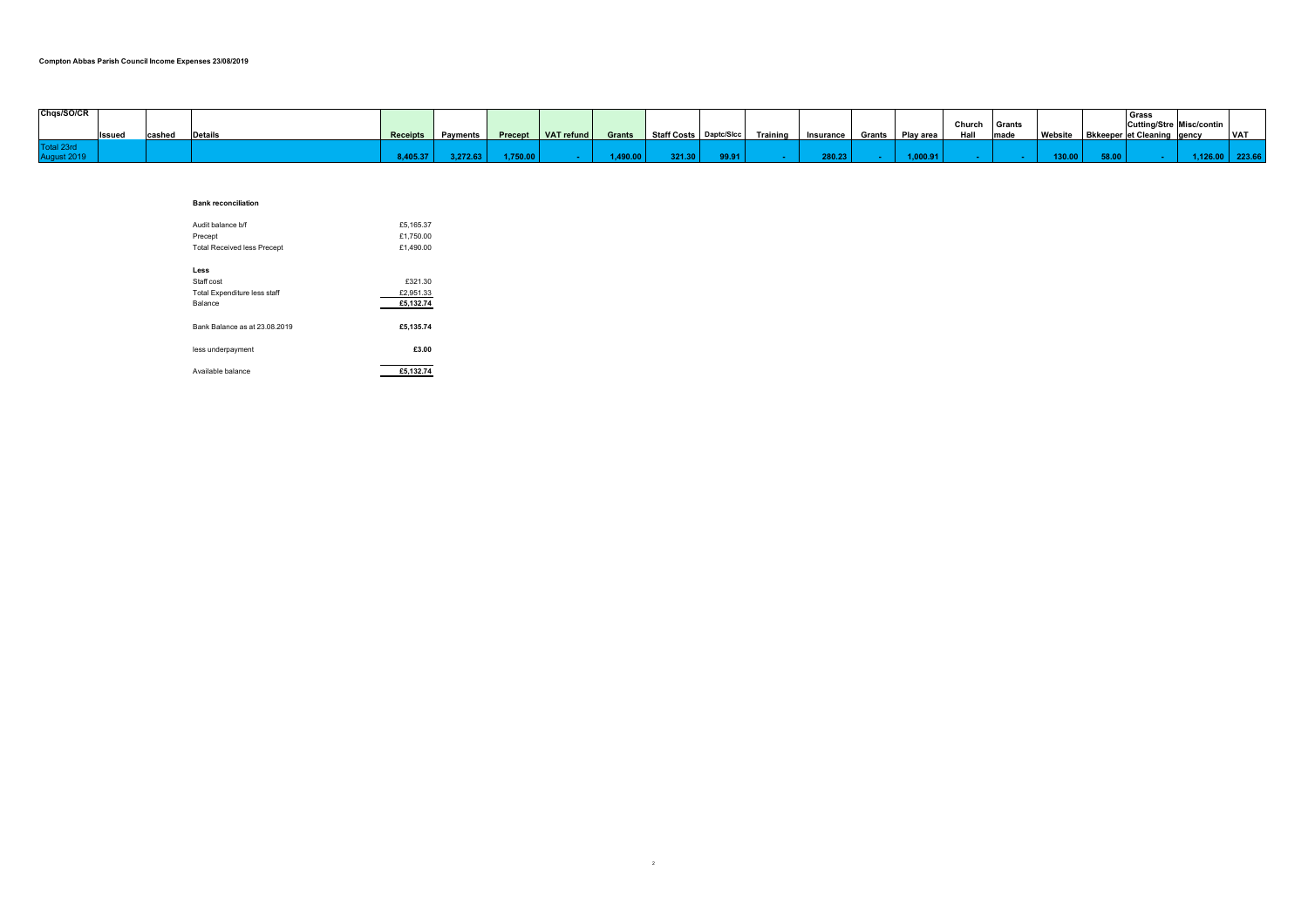**Compton Abbas Parish Council Income Expenses 23/08/2019**

| Chqs/SO/CR | Issued | cashed | Details | Receipts | Payments | Precept | VAT refund | Grants | Staff Costs | Daptc/Slcc | Training | Insurance | Grants | Play area | Church Hall | Grants made | Website | Bkkeeper | Grass Cutting/Street Cleaning | Misc/contingency | VAT |
|---|---|---|---|---|---|---|---|---|---|---|---|---|---|---|---|---|---|---|---|---|---|
| Total 23rd August 2019 | | | | 8,405.37 | 3,272.63 | 1,750.00 | - | 1,490.00 | 321.30 | 99.91 | - | 280.23 | - | 1,000.91 | - | - | 130.00 | 58.00 | - | 1,126.00 | 223.66 |

**Bank reconciliation**

| | |
|---|---|
| Audit balance b/f | £5,165.37 |
| Precept | £1,750.00 |
| Total Received less Precept | £1,490.00 |
| **Less** | |
| Staff cost | £321.30 |
| Total Expenditure less staff | £2,951.33 |
| Balance | **£5,132.74** |
| Bank Balance as at 23.08.2019 | **£5,135.74** |
| less underpayment | **£3.00** |
| Available balance | **£5,132.74** |